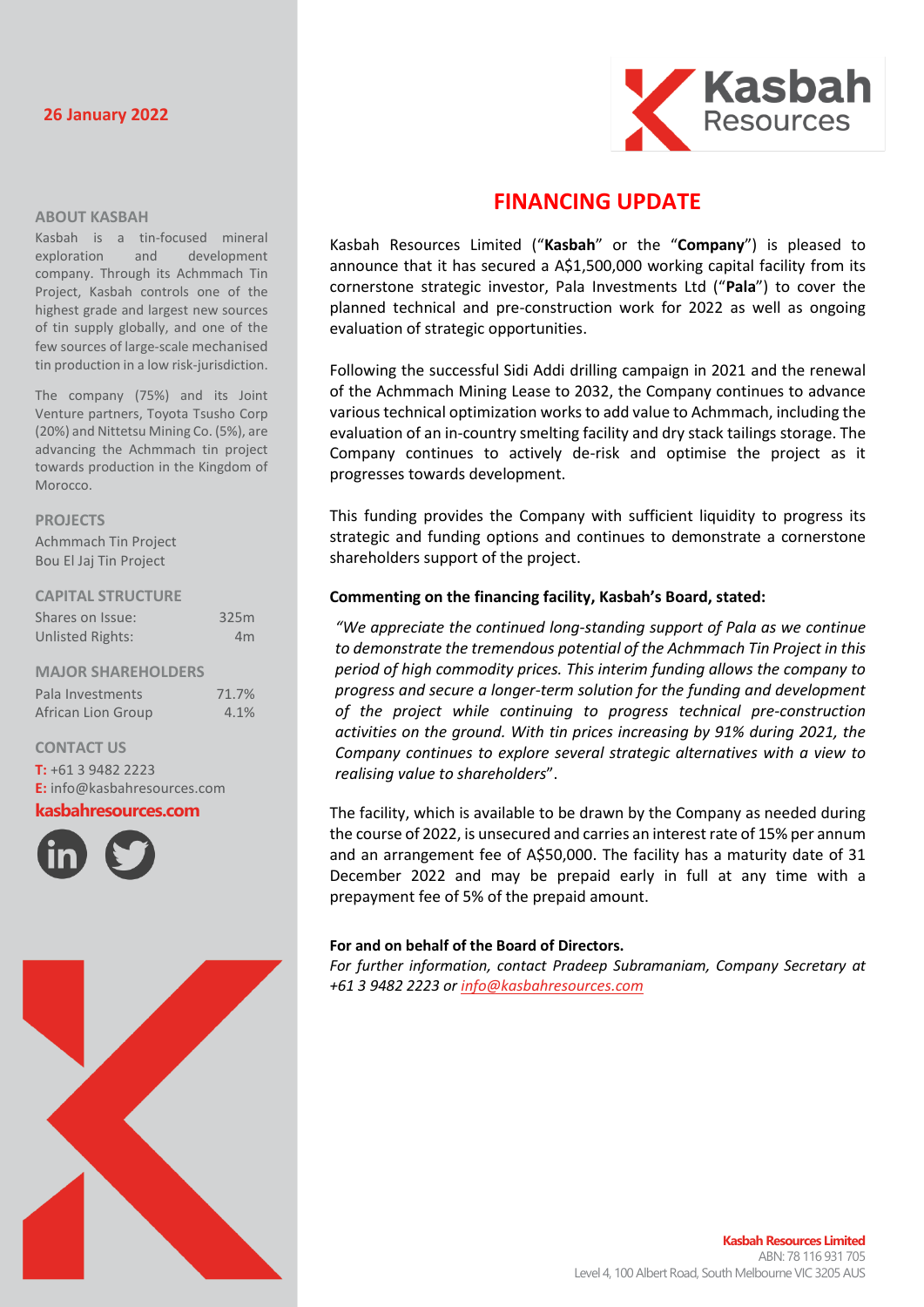**26 January 2022**

# FINANCING UPDATE

Kasbah Resources Limited ("**Kasbah**" or the "**Company**") is pleased to announce that it has secured a A$1,500,000 working capital facility from its cornerstone strategic investor, Pala Investments Ltd ("**Pala**") to cover the planned technical and pre-construction work for 2022 as well as ongoing evaluation of strategic opportunities.

Following the successful Sidi Addi drilling campaign in 2021 and the renewal of the Achmmach Mining Lease to 2032, the Company continues to advance various technical optimization works to add value to Achmmach, including the evaluation of an in-country smelting facility and dry stack tailings storage. The Company continues to actively de-risk and optimise the project as it progresses towards development.

This funding provides the Company with sufficient liquidity to progress its strategic and funding options and continues to demonstrate a cornerstone shareholders support of the project.

**Commenting on the financing facility, Kasbah's Board, stated:**

*"We appreciate the continued long-standing support of Pala as we continue to demonstrate the tremendous potential of the Achmmach Tin Project in this period of high commodity prices. This interim funding allows the company to progress and secure a longer-term solution for the funding and development of the project while continuing to progress technical pre-construction activities on the ground. With tin prices increasing by 91% during 2021, the Company continues to explore several strategic alternatives with a view to realising value to shareholders*".

The facility, which is available to be drawn by the Company as needed during the course of 2022, is unsecured and carries an interest rate of 15% per annum and an arrangement fee of A$50,000. The facility has a maturity date of 31 December 2022 and may be prepaid early in full at any time with a prepayment fee of 5% of the prepaid amount.

**For and on behalf of the Board of Directors.**

*For further information, contact Pradeep Subramaniam, Company Secretary at +61 3 9482 2223 or info@kasbahresources.com*

## ABOUT KASBAH

Kasbah is a tin-focused mineral exploration and development company. Through its Achmmach Tin Project, Kasbah controls one of the highest grade and largest new sources of tin supply globally, and one of the few sources of large-scale mechanised tin production in a low risk-jurisdiction.

The company (75%) and its Joint Venture partners, Toyota Tsusho Corp (20%) and Nittetsu Mining Co. (5%), are advancing the Achmmach tin project towards production in the Kingdom of Morocco.

## PROJECTS

Achmmach Tin Project
Bou El Jaj Tin Project

## CAPITAL STRUCTURE

| | |
|---|---|
| Shares on Issue: | 325m |
| Unlisted Rights: | 4m |

## MAJOR SHAREHOLDERS

| | |
|---|---|
| Pala Investments | 71.7% |
| African Lion Group | 4.1% |

## CONTACT US

**T:** +61 3 9482 2223
**E:** info@kasbahresources.com
**kasbahresources.com**

**Kasbah Resources Limited**
ABN: 78 116 931 705
Level 4, 100 Albert Road, South Melbourne VIC 3205 AUS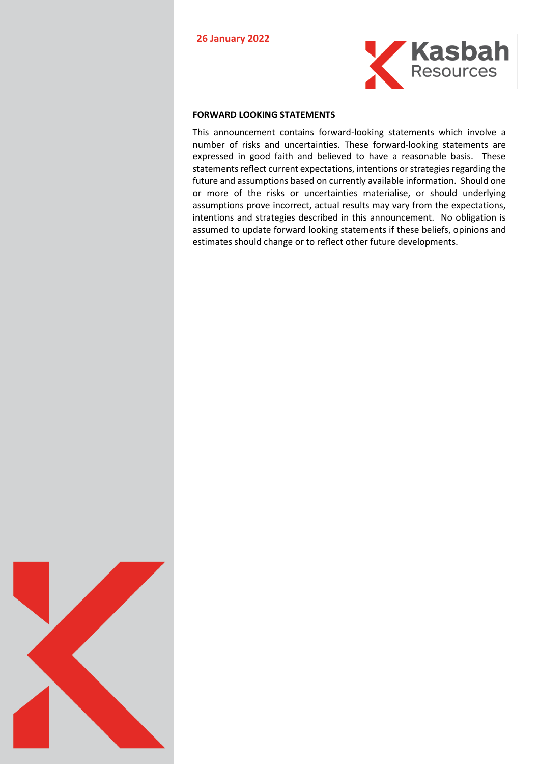**FORWARD LOOKING STATEMENTS**

This announcement contains forward-looking statements which involve a number of risks and uncertainties. These forward-looking statements are expressed in good faith and believed to have a reasonable basis. These statements reflect current expectations, intentions or strategies regarding the future and assumptions based on currently available information. Should one or more of the risks or uncertainties materialise, or should underlying assumptions prove incorrect, actual results may vary from the expectations, intentions and strategies described in this announcement. No obligation is assumed to update forward looking statements if these beliefs, opinions and estimates should change or to reflect other future developments.